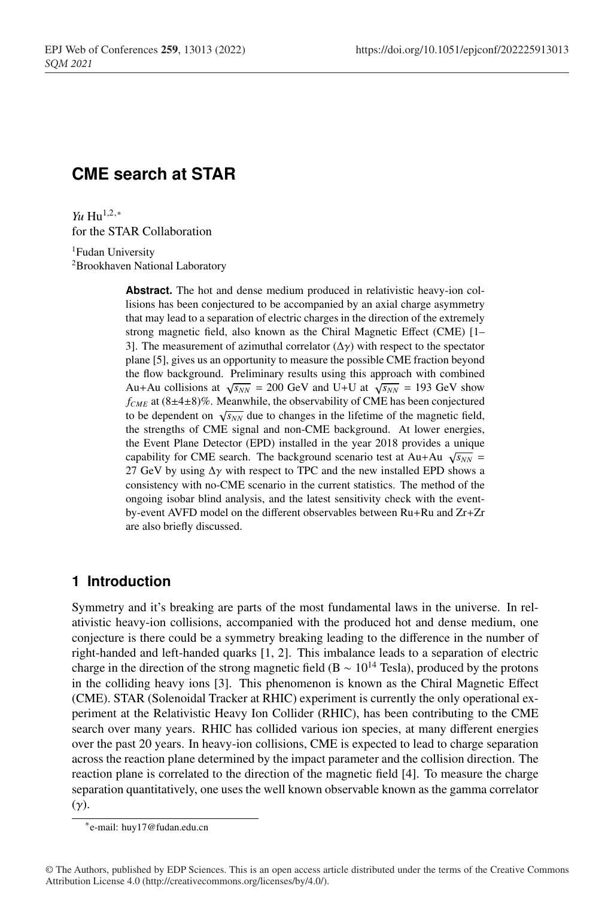# CME search at STAR

*Yu* Hu[1,2,*]
for the STAR Collaboration

[1]Fudan University
[2]Brookhaven National Laboratory

**Abstract.** The hot and dense medium produced in relativistic heavy-ion collisions has been conjectured to be accompanied by an axial charge asymmetry that may lead to a separation of electric charges in the direction of the extremely strong magnetic field, also known as the Chiral Magnetic Effect (CME) [1–3]. The measurement of azimuthal correlator ($\Delta\gamma$) with respect to the spectator plane [5], gives us an opportunity to measure the possible CME fraction beyond the flow background. Preliminary results using this approach with combined Au+Au collisions at $\sqrt{s_{NN}}$ = 200 GeV and U+U at $\sqrt{s_{NN}}$ = 193 GeV show $f_{CME}$ at (8±4±8)%. Meanwhile, the observability of CME has been conjectured to be dependent on $\sqrt{s_{NN}}$ due to changes in the lifetime of the magnetic field, the strengths of CME signal and non-CME background. At lower energies, the Event Plane Detector (EPD) installed in the year 2018 provides a unique capability for CME search. The background scenario test at Au+Au $\sqrt{s_{NN}}$ = 27 GeV by using $\Delta\gamma$ with respect to TPC and the new installed EPD shows a consistency with no-CME scenario in the current statistics. The method of the ongoing isobar blind analysis, and the latest sensitivity check with the event-by-event AVFD model on the different observables between Ru+Ru and Zr+Zr are also briefly discussed.

## 1 Introduction

Symmetry and it's breaking are parts of the most fundamental laws in the universe. In relativistic heavy-ion collisions, accompanied with the produced hot and dense medium, one conjecture is there could be a symmetry breaking leading to the difference in the number of right-handed and left-handed quarks [1, 2]. This imbalance leads to a separation of electric charge in the direction of the strong magnetic field (B $\sim 10^{14}$ Tesla), produced by the protons in the colliding heavy ions [3]. This phenomenon is known as the Chiral Magnetic Effect (CME). STAR (Solenoidal Tracker at RHIC) experiment is currently the only operational experiment at the Relativistic Heavy Ion Collider (RHIC), has been contributing to the CME search over many years. RHIC has collided various ion species, at many different energies over the past 20 years. In heavy-ion collisions, CME is expected to lead to charge separation across the reaction plane determined by the impact parameter and the collision direction. The reaction plane is correlated to the direction of the magnetic field [4]. To measure the charge separation quantitatively, one uses the well known observable known as the gamma correlator ($\gamma$).

*e-mail: huy17@fudan.edu.cn

© The Authors, published by EDP Sciences. This is an open access article distributed under the terms of the Creative Commons Attribution License 4.0 (http://creativecommons.org/licenses/by/4.0/).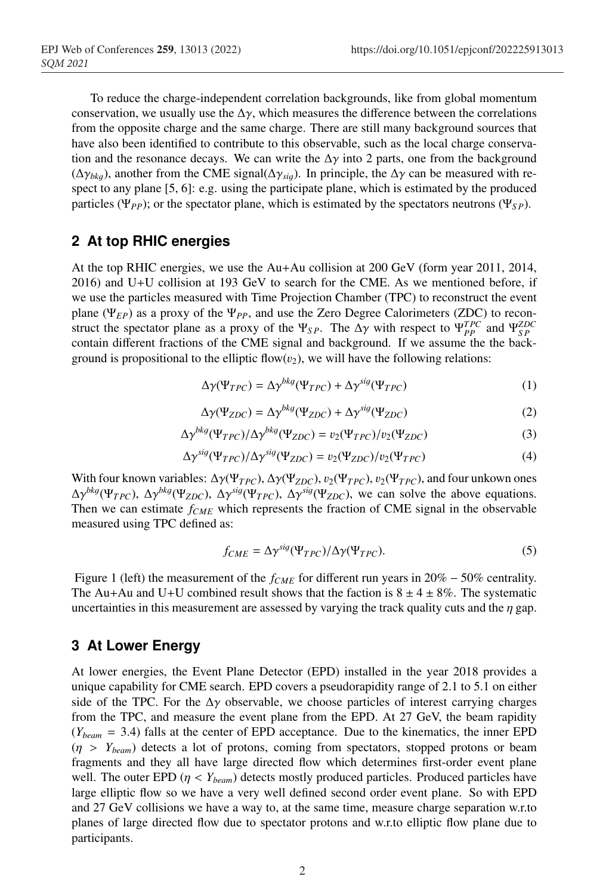To reduce the charge-independent correlation backgrounds, like from global momentum conservation, we usually use the $\Delta\gamma$, which measures the difference between the correlations from the opposite charge and the same charge. There are still many background sources that have also been identified to contribute to this observable, such as the local charge conservation and the resonance decays. We can write the $\Delta\gamma$ into 2 parts, one from the background ($\Delta\gamma_{bkg}$), another from the CME signal($\Delta\gamma_{sig}$). In principle, the $\Delta\gamma$ can be measured with respect to any plane [5, 6]: e.g. using the participate plane, which is estimated by the produced particles ($\Psi_{PP}$); or the spectator plane, which is estimated by the spectators neutrons ($\Psi_{SP}$).

## 2 At top RHIC energies

At the top RHIC energies, we use the Au+Au collision at 200 GeV (form year 2011, 2014, 2016) and U+U collision at 193 GeV to search for the CME. As we mentioned before, if we use the particles measured with Time Projection Chamber (TPC) to reconstruct the event plane ($\Psi_{EP}$) as a proxy of the $\Psi_{PP}$, and use the Zero Degree Calorimeters (ZDC) to reconstruct the spectator plane as a proxy of the $\Psi_{SP}$. The $\Delta\gamma$ with respect to $\Psi^{TPC}_{PP}$ and $\Psi^{ZDC}_{SP}$ contain different fractions of the CME signal and background. If we assume the the background is propositional to the elliptic flow($v_2$), we will have the following relations:

$$\Delta\gamma(\Psi_{TPC}) = \Delta\gamma^{bkg}(\Psi_{TPC}) + \Delta\gamma^{sig}(\Psi_{TPC}) \tag{1}$$

$$\Delta\gamma(\Psi_{ZDC}) = \Delta\gamma^{bkg}(\Psi_{ZDC}) + \Delta\gamma^{sig}(\Psi_{ZDC}) \tag{2}$$

$$\Delta\gamma^{bkg}(\Psi_{TPC})/\Delta\gamma^{bkg}(\Psi_{ZDC}) = v_2(\Psi_{TPC})/v_2(\Psi_{ZDC}) \tag{3}$$

$$\Delta\gamma^{sig}(\Psi_{TPC})/\Delta\gamma^{sig}(\Psi_{ZDC}) = v_2(\Psi_{ZDC})/v_2(\Psi_{TPC}) \tag{4}$$

With four known variables: $\Delta\gamma(\Psi_{TPC})$, $\Delta\gamma(\Psi_{ZDC})$, $v_2(\Psi_{TPC})$, $v_2(\Psi_{TPC})$, and four unkown ones $\Delta\gamma^{bkg}(\Psi_{TPC})$, $\Delta\gamma^{bkg}(\Psi_{ZDC})$, $\Delta\gamma^{sig}(\Psi_{TPC})$, $\Delta\gamma^{sig}(\Psi_{ZDC})$, we can solve the above equations. Then we can estimate $f_{CME}$ which represents the fraction of CME signal in the observable measured using TPC defined as:

$$f_{CME} = \Delta\gamma^{sig}(\Psi_{TPC})/\Delta\gamma(\Psi_{TPC}). \tag{5}$$

Figure 1 (left) the measurement of the $f_{CME}$ for different run years in $20\% - 50\%$ centrality. The Au+Au and U+U combined result shows that the faction is $8 \pm 4 \pm 8\%$. The systematic uncertainties in this measurement are assessed by varying the track quality cuts and the $\eta$ gap.

## 3 At Lower Energy

At lower energies, the Event Plane Detector (EPD) installed in the year 2018 provides a unique capability for CME search. EPD covers a pseudorapidity range of 2.1 to 5.1 on either side of the TPC. For the $\Delta\gamma$ observable, we choose particles of interest carrying charges from the TPC, and measure the event plane from the EPD. At 27 GeV, the beam rapidity ($Y_{beam} = 3.4$) falls at the center of EPD acceptance. Due to the kinematics, the inner EPD ($\eta > Y_{beam}$) detects a lot of protons, coming from spectators, stopped protons or beam fragments and they all have large directed flow which determines first-order event plane well. The outer EPD ($\eta < Y_{beam}$) detects mostly produced particles. Produced particles have large elliptic flow so we have a very well defined second order event plane. So with EPD and 27 GeV collisions we have a way to, at the same time, measure charge separation w.r.to planes of large directed flow due to spectator protons and w.r.to elliptic flow plane due to participants.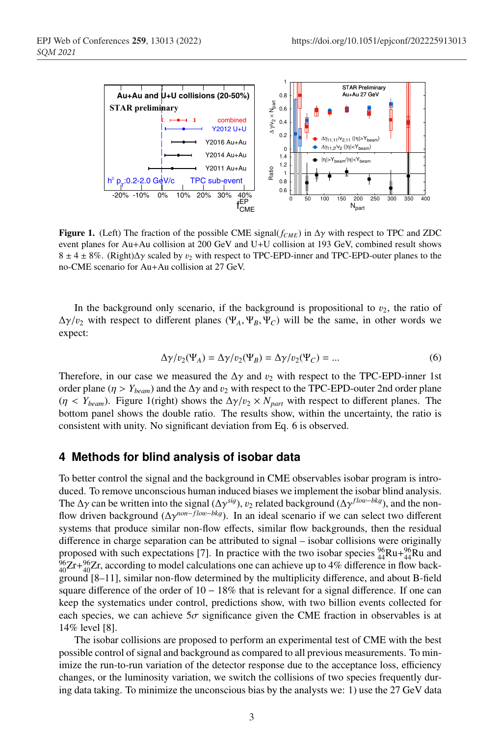**Figure 1.** (Left) The fraction of the possible CME signal($f_{CME}$) in $\Delta\gamma$ with respect to TPC and ZDC event planes for Au+Au collision at 200 GeV and U+U collision at 193 GeV, combined result shows $8 \pm 4 \pm 8\%$. (Right)$\Delta\gamma$ scaled by $v_2$ with respect to TPC-EPD-inner and TPC-EPD-outer planes to the no-CME scenario for Au+Au collision at 27 GeV.

In the background only scenario, if the background is propositional to $v_2$, the ratio of $\Delta\gamma/v_2$ with respect to different planes ($\Psi_A, \Psi_B, \Psi_C$) will be the same, in other words we expect:

$$\Delta\gamma/v_2(\Psi_A) = \Delta\gamma/v_2(\Psi_B) = \Delta\gamma/v_2(\Psi_C) = ... \tag{6}$$

Therefore, in our case we measured the $\Delta\gamma$ and $v_2$ with respect to the TPC-EPD-inner 1st order plane ($\eta > Y_{beam}$) and the $\Delta\gamma$ and $v_2$ with respect to the TPC-EPD-outer 2nd order plane ($\eta < Y_{beam}$). Figure 1(right) shows the $\Delta\gamma/v_2 \times N_{part}$ with respect to different planes. The bottom panel shows the double ratio. The results show, within the uncertainty, the ratio is consistent with unity. No significant deviation from Eq. 6 is observed.

## 4 Methods for blind analysis of isobar data

To better control the signal and the background in CME observables isobar program is introduced. To remove unconscious human induced biases we implement the isobar blind analysis. The $\Delta\gamma$ can be written into the signal ($\Delta\gamma^{sig}$), $v_2$ related background ($\Delta\gamma^{flow-bkg}$), and the non-flow driven background ($\Delta\gamma^{non-flow-bkg}$). In an ideal scenario if we can select two different systems that produce similar non-flow effects, similar flow backgrounds, then the residual difference in charge separation can be attributed to signal – isobar collisions were originally proposed with such expectations [7]. In practice with the two isobar species ${}^{96}_{44}$Ru+${}^{96}_{44}$Ru and ${}^{96}_{40}$Zr+${}^{96}_{40}$Zr, according to model calculations one can achieve up to 4% difference in flow background [8–11], similar non-flow determined by the multiplicity difference, and about B-field square difference of the order of $10 - 18\%$ that is relevant for a signal difference. If one can keep the systematics under control, predictions show, with two billion events collected for each species, we can achieve $5\sigma$ significance given the CME fraction in observables is at 14% level [8].

The isobar collisions are proposed to perform an experimental test of CME with the best possible control of signal and background as compared to all previous measurements. To minimize the run-to-run variation of the detector response due to the acceptance loss, efficiency changes, or the luminosity variation, we switch the collisions of two species frequently during data taking. To minimize the unconscious bias by the analysts we: 1) use the 27 GeV data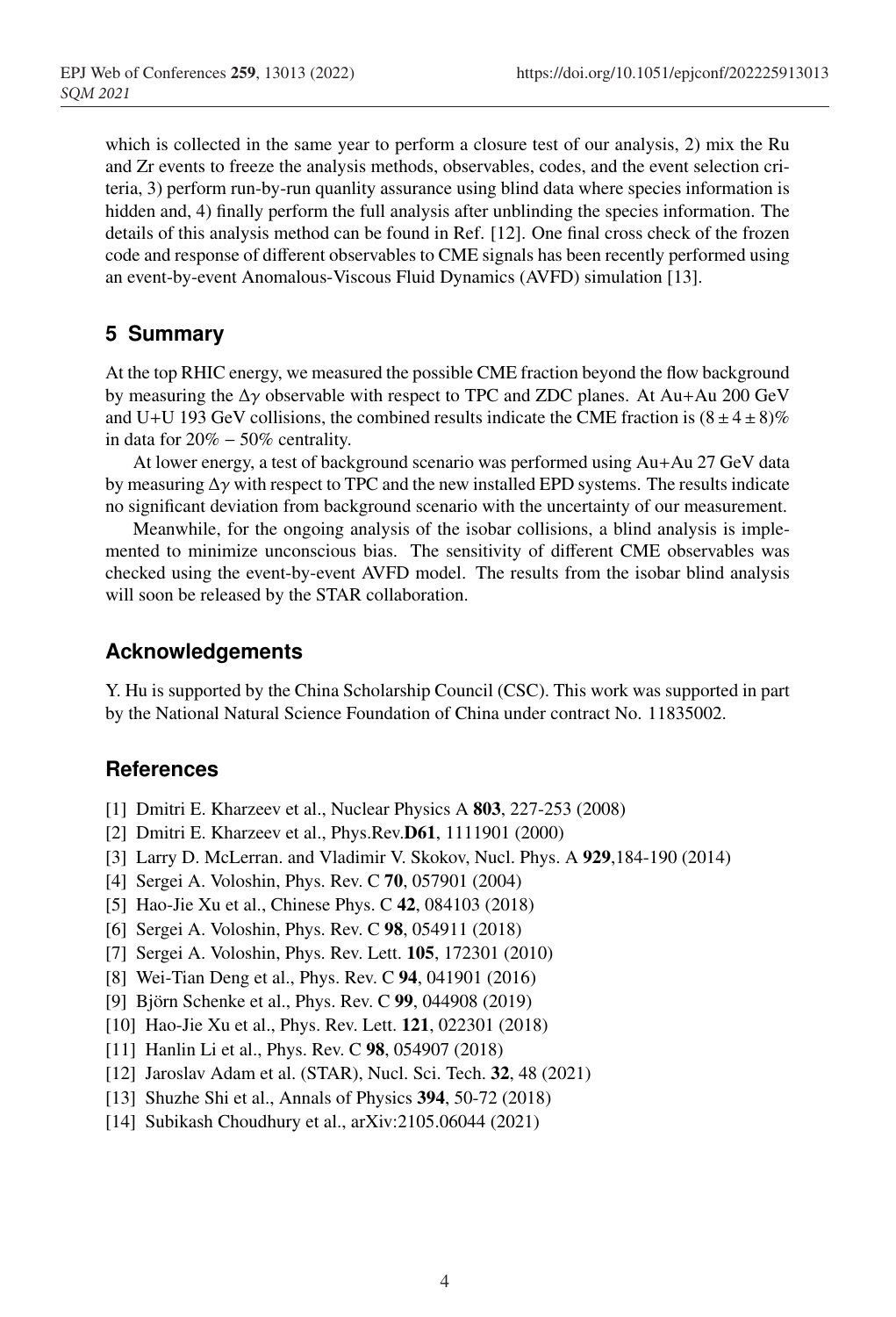which is collected in the same year to perform a closure test of our analysis, 2) mix the Ru and Zr events to freeze the analysis methods, observables, codes, and the event selection criteria, 3) perform run-by-run quanlity assurance using blind data where species information is hidden and, 4) finally perform the full analysis after unblinding the species information. The details of this analysis method can be found in Ref. [12]. One final cross check of the frozen code and response of different observables to CME signals has been recently performed using an event-by-event Anomalous-Viscous Fluid Dynamics (AVFD) simulation [13].

## 5 Summary

At the top RHIC energy, we measured the possible CME fraction beyond the flow background by measuring the $\Delta\gamma$ observable with respect to TPC and ZDC planes. At Au+Au 200 GeV and U+U 193 GeV collisions, the combined results indicate the CME fraction is $(8 \pm 4 \pm 8)\%$ in data for $20\% - 50\%$ centrality.

At lower energy, a test of background scenario was performed using Au+Au 27 GeV data by measuring $\Delta\gamma$ with respect to TPC and the new installed EPD systems. The results indicate no significant deviation from background scenario with the uncertainty of our measurement.

Meanwhile, for the ongoing analysis of the isobar collisions, a blind analysis is implemented to minimize unconscious bias. The sensitivity of different CME observables was checked using the event-by-event AVFD model. The results from the isobar blind analysis will soon be released by the STAR collaboration.

## Acknowledgements

Y. Hu is supported by the China Scholarship Council (CSC). This work was supported in part by the National Natural Science Foundation of China under contract No. 11835002.

## References

[1] Dmitri E. Kharzeev et al., Nuclear Physics A **803**, 227-253 (2008)
[2] Dmitri E. Kharzeev et al., Phys.Rev.**D61**, 1111901 (2000)
[3] Larry D. McLerran. and Vladimir V. Skokov, Nucl. Phys. A **929**,184-190 (2014)
[4] Sergei A. Voloshin, Phys. Rev. C **70**, 057901 (2004)
[5] Hao-Jie Xu et al., Chinese Phys. C **42**, 084103 (2018)
[6] Sergei A. Voloshin, Phys. Rev. C **98**, 054911 (2018)
[7] Sergei A. Voloshin, Phys. Rev. Lett. **105**, 172301 (2010)
[8] Wei-Tian Deng et al., Phys. Rev. C **94**, 041901 (2016)
[9] Björn Schenke et al., Phys. Rev. C **99**, 044908 (2019)
[10] Hao-Jie Xu et al., Phys. Rev. Lett. **121**, 022301 (2018)
[11] Hanlin Li et al., Phys. Rev. C **98**, 054907 (2018)
[12] Jaroslav Adam et al. (STAR), Nucl. Sci. Tech. **32**, 48 (2021)
[13] Shuzhe Shi et al., Annals of Physics **394**, 50-72 (2018)
[14] Subikash Choudhury et al., arXiv:2105.06044 (2021)